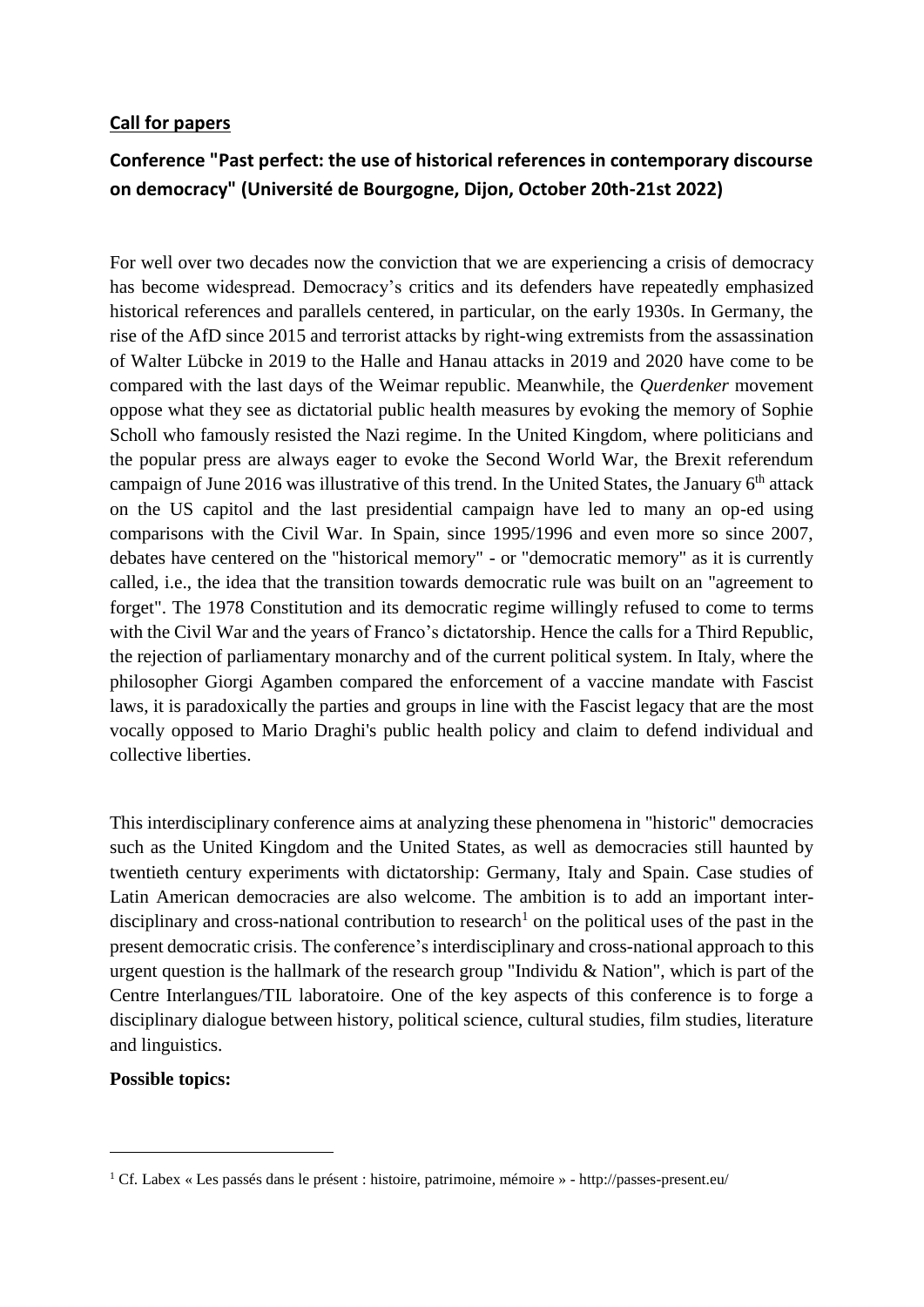**Call for papers**

## Conference "Past perfect: the use of historical references in contemporary discourse on democracy" (Université de Bourgogne, Dijon, October 20th-21st 2022)

For well over two decades now the conviction that we are experiencing a crisis of democracy has become widespread. Democracy's critics and its defenders have repeatedly emphasized historical references and parallels centered, in particular, on the early 1930s. In Germany, the rise of the AfD since 2015 and terrorist attacks by right-wing extremists from the assassination of Walter Lübcke in 2019 to the Halle and Hanau attacks in 2019 and 2020 have come to be compared with the last days of the Weimar republic. Meanwhile, the *Querdenker* movement oppose what they see as dictatorial public health measures by evoking the memory of Sophie Scholl who famously resisted the Nazi regime. In the United Kingdom, where politicians and the popular press are always eager to evoke the Second World War, the Brexit referendum campaign of June 2016 was illustrative of this trend. In the United States, the January 6th attack on the US capitol and the last presidential campaign have led to many an op-ed using comparisons with the Civil War. In Spain, since 1995/1996 and even more so since 2007, debates have centered on the "historical memory" - or "democratic memory" as it is currently called, i.e., the idea that the transition towards democratic rule was built on an "agreement to forget". The 1978 Constitution and its democratic regime willingly refused to come to terms with the Civil War and the years of Franco's dictatorship. Hence the calls for a Third Republic, the rejection of parliamentary monarchy and of the current political system. In Italy, where the philosopher Giorgi Agamben compared the enforcement of a vaccine mandate with Fascist laws, it is paradoxically the parties and groups in line with the Fascist legacy that are the most vocally opposed to Mario Draghi's public health policy and claim to defend individual and collective liberties.

This interdisciplinary conference aims at analyzing these phenomena in "historic" democracies such as the United Kingdom and the United States, as well as democracies still haunted by twentieth century experiments with dictatorship: Germany, Italy and Spain. Case studies of Latin American democracies are also welcome. The ambition is to add an important inter-disciplinary and cross-national contribution to research[1] on the political uses of the past in the present democratic crisis. The conference's interdisciplinary and cross-national approach to this urgent question is the hallmark of the research group "Individu & Nation", which is part of the Centre Interlangues/TIL laboratoire. One of the key aspects of this conference is to forge a disciplinary dialogue between history, political science, cultural studies, film studies, literature and linguistics.

**Possible topics:**

---

[1] Cf. Labex « Les passés dans le présent : histoire, patrimoine, mémoire » - http://passes-present.eu/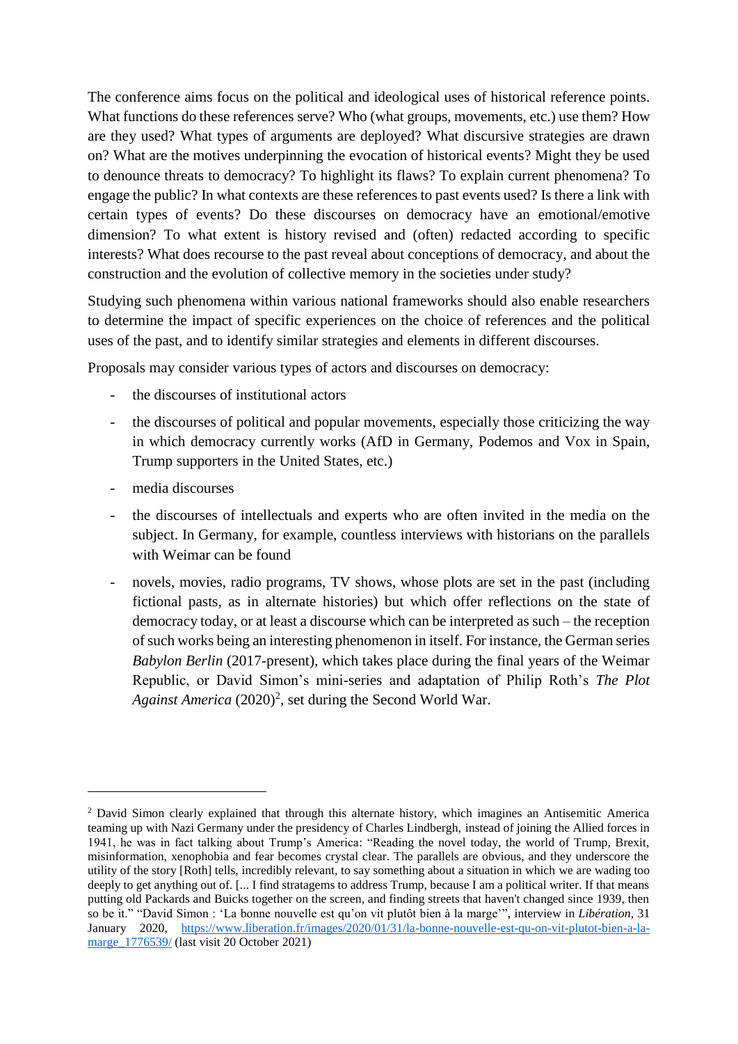The conference aims focus on the political and ideological uses of historical reference points. What functions do these references serve? Who (what groups, movements, etc.) use them? How are they used? What types of arguments are deployed? What discursive strategies are drawn on? What are the motives underpinning the evocation of historical events? Might they be used to denounce threats to democracy? To highlight its flaws? To explain current phenomena? To engage the public? In what contexts are these references to past events used? Is there a link with certain types of events? Do these discourses on democracy have an emotional/emotive dimension? To what extent is history revised and (often) redacted according to specific interests? What does recourse to the past reveal about conceptions of democracy, and about the construction and the evolution of collective memory in the societies under study?

Studying such phenomena within various national frameworks should also enable researchers to determine the impact of specific experiences on the choice of references and the political uses of the past, and to identify similar strategies and elements in different discourses.

Proposals may consider various types of actors and discourses on democracy:

- the discourses of institutional actors
- the discourses of political and popular movements, especially those criticizing the way in which democracy currently works (AfD in Germany, Podemos and Vox in Spain, Trump supporters in the United States, etc.)
- media discourses
- the discourses of intellectuals and experts who are often invited in the media on the subject. In Germany, for example, countless interviews with historians on the parallels with Weimar can be found
- novels, movies, radio programs, TV shows, whose plots are set in the past (including fictional pasts, as in alternate histories) but which offer reflections on the state of democracy today, or at least a discourse which can be interpreted as such – the reception of such works being an interesting phenomenon in itself. For instance, the German series *Babylon Berlin* (2017-present), which takes place during the final years of the Weimar Republic, or David Simon's mini-series and adaptation of Philip Roth's *The Plot Against America* (2020)[2], set during the Second World War.

---

[2] David Simon clearly explained that through this alternate history, which imagines an Antisemitic America teaming up with Nazi Germany under the presidency of Charles Lindbergh, instead of joining the Allied forces in 1941, he was in fact talking about Trump's America: "Reading the novel today, the world of Trump, Brexit, misinformation, xenophobia and fear becomes crystal clear. The parallels are obvious, and they underscore the utility of the story [Roth] tells, incredibly relevant, to say something about a situation in which we are wading too deeply to get anything out of. [... I find stratagems to address Trump, because I am a political writer. If that means putting old Packards and Buicks together on the screen, and finding streets that haven't changed since 1939, then so be it." "David Simon : 'La bonne nouvelle est qu'on vit plutôt bien à la marge'", interview in *Libération*, 31 January 2020, https://www.liberation.fr/images/2020/01/31/la-bonne-nouvelle-est-qu-on-vit-plutot-bien-a-la-marge_1776539/ (last visit 20 October 2021)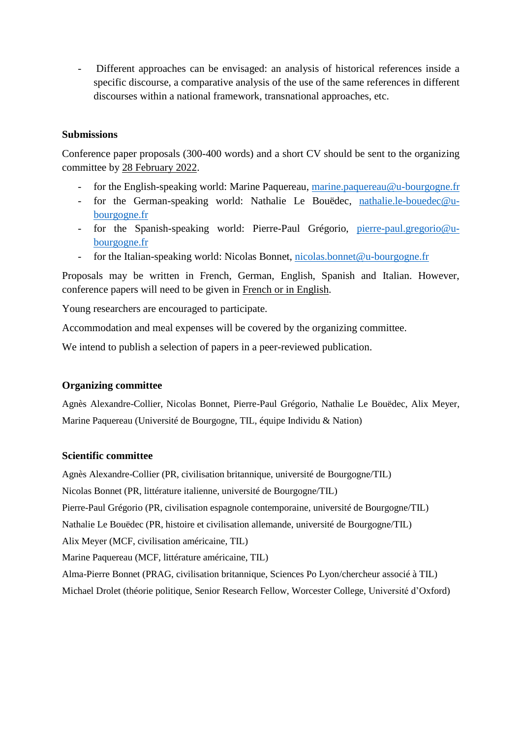- Different approaches can be envisaged: an analysis of historical references inside a specific discourse, a comparative analysis of the use of the same references in different discourses within a national framework, transnational approaches, etc.

**Submissions**

Conference paper proposals (300-400 words) and a short CV should be sent to the organizing committee by 28 February 2022.

- for the English-speaking world: Marine Paquereau, marine.paquereau@u-bourgogne.fr
- for the German-speaking world: Nathalie Le Bouëdec, nathalie.le-bouedec@u-bourgogne.fr
- for the Spanish-speaking world: Pierre-Paul Grégorio, pierre-paul.gregorio@u-bourgogne.fr
- for the Italian-speaking world: Nicolas Bonnet, nicolas.bonnet@u-bourgogne.fr

Proposals may be written in French, German, English, Spanish and Italian. However, conference papers will need to be given in French or in English.

Young researchers are encouraged to participate.

Accommodation and meal expenses will be covered by the organizing committee.

We intend to publish a selection of papers in a peer-reviewed publication.

**Organizing committee**

Agnès Alexandre-Collier, Nicolas Bonnet, Pierre-Paul Grégorio, Nathalie Le Bouëdec, Alix Meyer, Marine Paquereau (Université de Bourgogne, TIL, équipe Individu & Nation)

**Scientific committee**

Agnès Alexandre-Collier (PR, civilisation britannique, université de Bourgogne/TIL)

Nicolas Bonnet (PR, littérature italienne, université de Bourgogne/TIL)

Pierre-Paul Grégorio (PR, civilisation espagnole contemporaine, université de Bourgogne/TIL)

Nathalie Le Bouëdec (PR, histoire et civilisation allemande, université de Bourgogne/TIL)

Alix Meyer (MCF, civilisation américaine, TIL)

Marine Paquereau (MCF, littérature américaine, TIL)

Alma-Pierre Bonnet (PRAG, civilisation britannique, Sciences Po Lyon/chercheur associé à TIL)

Michael Drolet (théorie politique, Senior Research Fellow, Worcester College, Université d'Oxford)